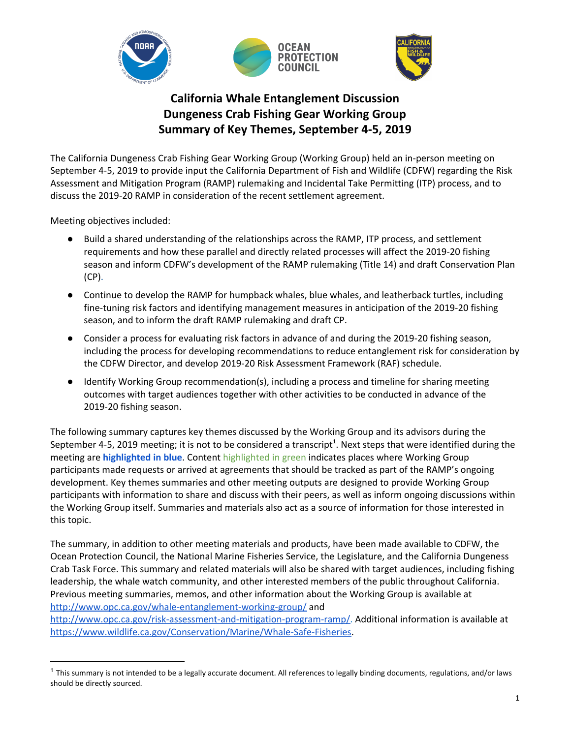# California Whale Entanglement Discussion
## Dungeness Crab Fishing Gear Working Group
## Summary of Key Themes, September 4-5, 2019

The California Dungeness Crab Fishing Gear Working Group (Working Group) held an in-person meeting on September 4-5, 2019 to provide input the California Department of Fish and Wildlife (CDFW) regarding the Risk Assessment and Mitigation Program (RAMP) rulemaking and Incidental Take Permitting (ITP) process, and to discuss the 2019-20 RAMP in consideration of the recent settlement agreement.

Meeting objectives included:

- Build a shared understanding of the relationships across the RAMP, ITP process, and settlement requirements and how these parallel and directly related processes will affect the 2019-20 fishing season and inform CDFW's development of the RAMP rulemaking (Title 14) and draft Conservation Plan (CP).
- Continue to develop the RAMP for humpback whales, blue whales, and leatherback turtles, including fine-tuning risk factors and identifying management measures in anticipation of the 2019-20 fishing season, and to inform the draft RAMP rulemaking and draft CP.
- Consider a process for evaluating risk factors in advance of and during the 2019-20 fishing season, including the process for developing recommendations to reduce entanglement risk for consideration by the CDFW Director, and develop 2019-20 Risk Assessment Framework (RAF) schedule.
- Identify Working Group recommendation(s), including a process and timeline for sharing meeting outcomes with target audiences together with other activities to be conducted in advance of the 2019-20 fishing season.

The following summary captures key themes discussed by the Working Group and its advisors during the September 4-5, 2019 meeting; it is not to be considered a transcript[1]. Next steps that were identified during the meeting are **highlighted in blue**. Content highlighted in green indicates places where Working Group participants made requests or arrived at agreements that should be tracked as part of the RAMP's ongoing development. Key themes summaries and other meeting outputs are designed to provide Working Group participants with information to share and discuss with their peers, as well as inform ongoing discussions within the Working Group itself. Summaries and materials also act as a source of information for those interested in this topic.

The summary, in addition to other meeting materials and products, have been made available to CDFW, the Ocean Protection Council, the National Marine Fisheries Service, the Legislature, and the California Dungeness Crab Task Force. This summary and related materials will also be shared with target audiences, including fishing leadership, the whale watch community, and other interested members of the public throughout California. Previous meeting summaries, memos, and other information about the Working Group is available at http://www.opc.ca.gov/whale-entanglement-working-group/ and http://www.opc.ca.gov/risk-assessment-and-mitigation-program-ramp/. Additional information is available at https://www.wildlife.ca.gov/Conservation/Marine/Whale-Safe-Fisheries.

---

[1] This summary is not intended to be a legally accurate document. All references to legally binding documents, regulations, and/or laws should be directly sourced.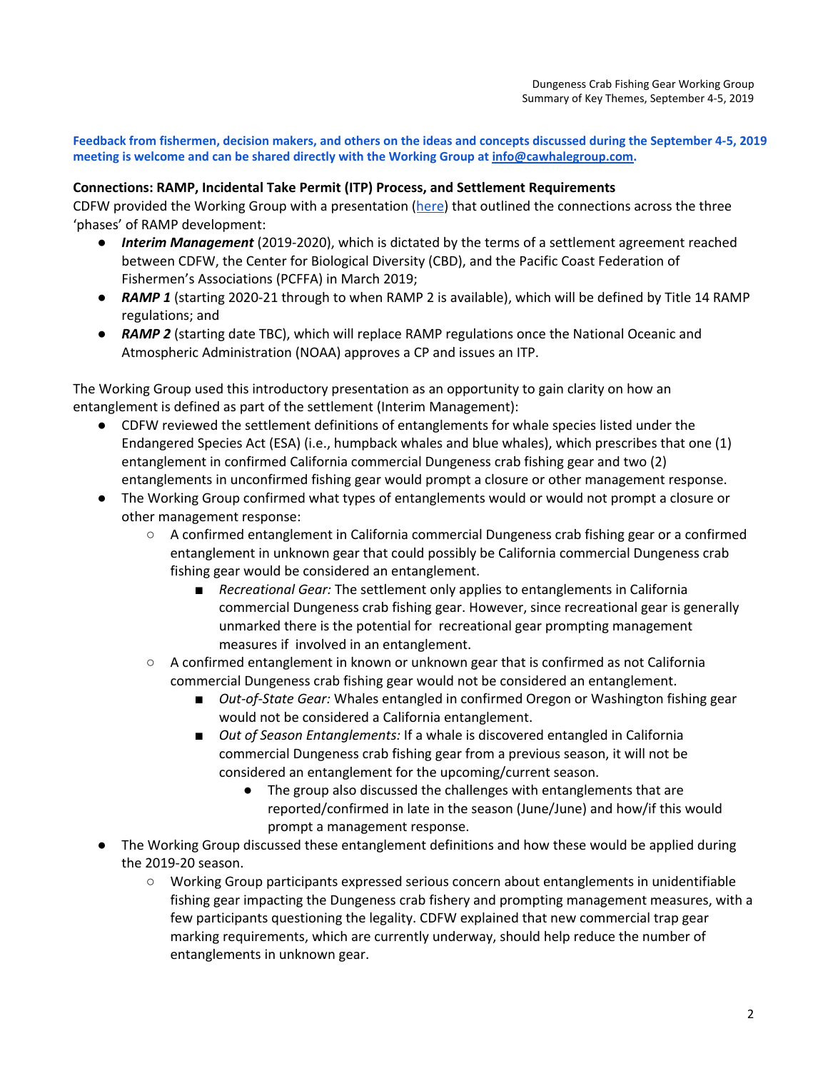**Feedback from fishermen, decision makers, and others on the ideas and concepts discussed during the September 4-5, 2019 meeting is welcome and can be shared directly with the Working Group at info@cawhalegroup.com.**

**Connections: RAMP, Incidental Take Permit (ITP) Process, and Settlement Requirements**

CDFW provided the Working Group with a presentation (here) that outlined the connections across the three 'phases' of RAMP development:

- ***Interim Management*** (2019-2020), which is dictated by the terms of a settlement agreement reached between CDFW, the Center for Biological Diversity (CBD), and the Pacific Coast Federation of Fishermen's Associations (PCFFA) in March 2019;
- ***RAMP 1*** (starting 2020-21 through to when RAMP 2 is available), which will be defined by Title 14 RAMP regulations; and
- ***RAMP 2*** (starting date TBC), which will replace RAMP regulations once the National Oceanic and Atmospheric Administration (NOAA) approves a CP and issues an ITP.

The Working Group used this introductory presentation as an opportunity to gain clarity on how an entanglement is defined as part of the settlement (Interim Management):

- CDFW reviewed the settlement definitions of entanglements for whale species listed under the Endangered Species Act (ESA) (i.e., humpback whales and blue whales), which prescribes that one (1) entanglement in confirmed California commercial Dungeness crab fishing gear and two (2) entanglements in unconfirmed fishing gear would prompt a closure or other management response.
- The Working Group confirmed what types of entanglements would or would not prompt a closure or other management response:
  - A confirmed entanglement in California commercial Dungeness crab fishing gear or a confirmed entanglement in unknown gear that could possibly be California commercial Dungeness crab fishing gear would be considered an entanglement.
    - *Recreational Gear:* The settlement only applies to entanglements in California commercial Dungeness crab fishing gear. However, since recreational gear is generally unmarked there is the potential for recreational gear prompting management measures if involved in an entanglement.
  - A confirmed entanglement in known or unknown gear that is confirmed as not California commercial Dungeness crab fishing gear would not be considered an entanglement.
    - *Out-of-State Gear:* Whales entangled in confirmed Oregon or Washington fishing gear would not be considered a California entanglement.
    - *Out of Season Entanglements:* If a whale is discovered entangled in California commercial Dungeness crab fishing gear from a previous season, it will not be considered an entanglement for the upcoming/current season.
      - The group also discussed the challenges with entanglements that are reported/confirmed in late in the season (June/June) and how/if this would prompt a management response.
- The Working Group discussed these entanglement definitions and how these would be applied during the 2019-20 season.
  - Working Group participants expressed serious concern about entanglements in unidentifiable fishing gear impacting the Dungeness crab fishery and prompting management measures, with a few participants questioning the legality. CDFW explained that new commercial trap gear marking requirements, which are currently underway, should help reduce the number of entanglements in unknown gear.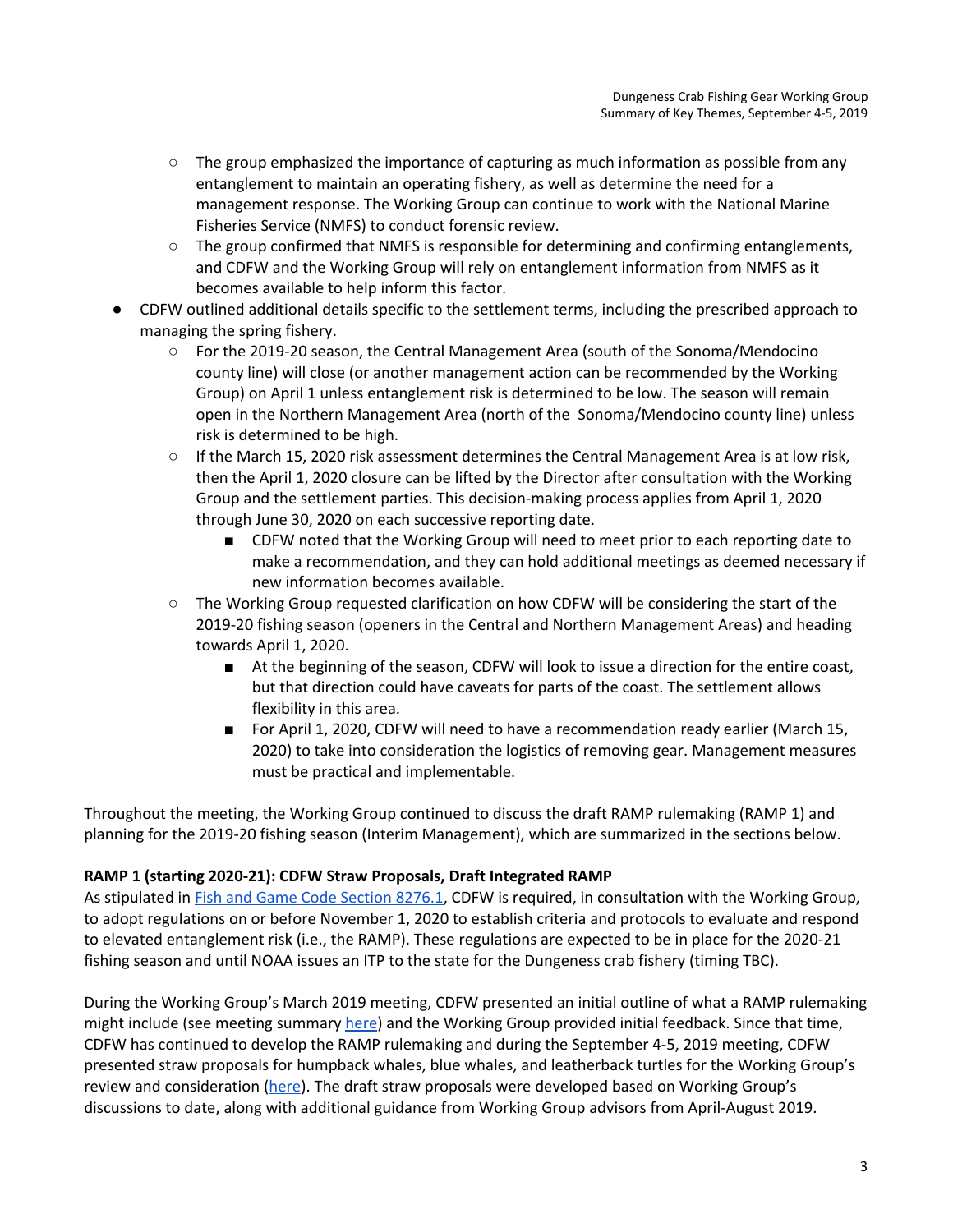- The group emphasized the importance of capturing as much information as possible from any entanglement to maintain an operating fishery, as well as determine the need for a management response. The Working Group can continue to work with the National Marine Fisheries Service (NMFS) to conduct forensic review.
    - The group confirmed that NMFS is responsible for determining and confirming entanglements, and CDFW and the Working Group will rely on entanglement information from NMFS as it becomes available to help inform this factor.
- CDFW outlined additional details specific to the settlement terms, including the prescribed approach to managing the spring fishery.
    - For the 2019-20 season, the Central Management Area (south of the Sonoma/Mendocino county line) will close (or another management action can be recommended by the Working Group) on April 1 unless entanglement risk is determined to be low. The season will remain open in the Northern Management Area (north of the Sonoma/Mendocino county line) unless risk is determined to be high.
    - If the March 15, 2020 risk assessment determines the Central Management Area is at low risk, then the April 1, 2020 closure can be lifted by the Director after consultation with the Working Group and the settlement parties. This decision-making process applies from April 1, 2020 through June 30, 2020 on each successive reporting date.
        - CDFW noted that the Working Group will need to meet prior to each reporting date to make a recommendation, and they can hold additional meetings as deemed necessary if new information becomes available.
    - The Working Group requested clarification on how CDFW will be considering the start of the 2019-20 fishing season (openers in the Central and Northern Management Areas) and heading towards April 1, 2020.
        - At the beginning of the season, CDFW will look to issue a direction for the entire coast, but that direction could have caveats for parts of the coast. The settlement allows flexibility in this area.
        - For April 1, 2020, CDFW will need to have a recommendation ready earlier (March 15, 2020) to take into consideration the logistics of removing gear. Management measures must be practical and implementable.

Throughout the meeting, the Working Group continued to discuss the draft RAMP rulemaking (RAMP 1) and planning for the 2019-20 fishing season (Interim Management), which are summarized in the sections below.

**RAMP 1 (starting 2020-21): CDFW Straw Proposals, Draft Integrated RAMP**

As stipulated in Fish and Game Code Section 8276.1, CDFW is required, in consultation with the Working Group, to adopt regulations on or before November 1, 2020 to establish criteria and protocols to evaluate and respond to elevated entanglement risk (i.e., the RAMP). These regulations are expected to be in place for the 2020-21 fishing season and until NOAA issues an ITP to the state for the Dungeness crab fishery (timing TBC).

During the Working Group's March 2019 meeting, CDFW presented an initial outline of what a RAMP rulemaking might include (see meeting summary here) and the Working Group provided initial feedback. Since that time, CDFW has continued to develop the RAMP rulemaking and during the September 4-5, 2019 meeting, CDFW presented straw proposals for humpback whales, blue whales, and leatherback turtles for the Working Group's review and consideration (here). The draft straw proposals were developed based on Working Group's discussions to date, along with additional guidance from Working Group advisors from April-August 2019.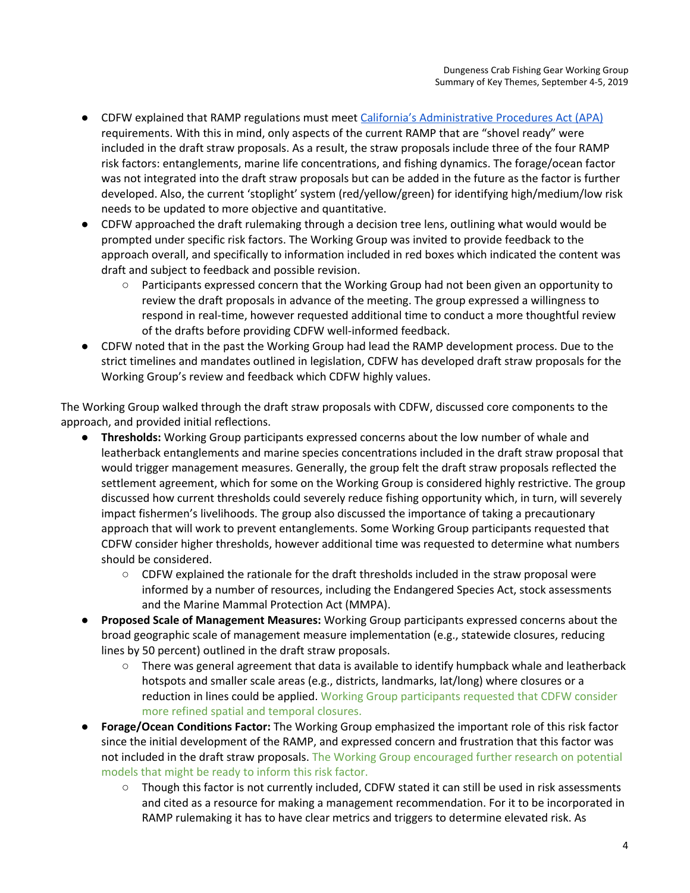- CDFW explained that RAMP regulations must meet California's Administrative Procedures Act (APA) requirements. With this in mind, only aspects of the current RAMP that are "shovel ready" were included in the draft straw proposals. As a result, the straw proposals include three of the four RAMP risk factors: entanglements, marine life concentrations, and fishing dynamics. The forage/ocean factor was not integrated into the draft straw proposals but can be added in the future as the factor is further developed. Also, the current 'stoplight' system (red/yellow/green) for identifying high/medium/low risk needs to be updated to more objective and quantitative.
- CDFW approached the draft rulemaking through a decision tree lens, outlining what would would be prompted under specific risk factors. The Working Group was invited to provide feedback to the approach overall, and specifically to information included in red boxes which indicated the content was draft and subject to feedback and possible revision.
    - Participants expressed concern that the Working Group had not been given an opportunity to review the draft proposals in advance of the meeting. The group expressed a willingness to respond in real-time, however requested additional time to conduct a more thoughtful review of the drafts before providing CDFW well-informed feedback.
- CDFW noted that in the past the Working Group had lead the RAMP development process. Due to the strict timelines and mandates outlined in legislation, CDFW has developed draft straw proposals for the Working Group's review and feedback which CDFW highly values.

The Working Group walked through the draft straw proposals with CDFW, discussed core components to the approach, and provided initial reflections.

- **Thresholds:** Working Group participants expressed concerns about the low number of whale and leatherback entanglements and marine species concentrations included in the draft straw proposal that would trigger management measures. Generally, the group felt the draft straw proposals reflected the settlement agreement, which for some on the Working Group is considered highly restrictive. The group discussed how current thresholds could severely reduce fishing opportunity which, in turn, will severely impact fishermen's livelihoods. The group also discussed the importance of taking a precautionary approach that will work to prevent entanglements. Some Working Group participants requested that CDFW consider higher thresholds, however additional time was requested to determine what numbers should be considered.
    - CDFW explained the rationale for the draft thresholds included in the straw proposal were informed by a number of resources, including the Endangered Species Act, stock assessments and the Marine Mammal Protection Act (MMPA).
- **Proposed Scale of Management Measures:** Working Group participants expressed concerns about the broad geographic scale of management measure implementation (e.g., statewide closures, reducing lines by 50 percent) outlined in the draft straw proposals.
    - There was general agreement that data is available to identify humpback whale and leatherback hotspots and smaller scale areas (e.g., districts, landmarks, lat/long) where closures or a reduction in lines could be applied. Working Group participants requested that CDFW consider more refined spatial and temporal closures.
- **Forage/Ocean Conditions Factor:** The Working Group emphasized the important role of this risk factor since the initial development of the RAMP, and expressed concern and frustration that this factor was not included in the draft straw proposals. The Working Group encouraged further research on potential models that might be ready to inform this risk factor.
    - Though this factor is not currently included, CDFW stated it can still be used in risk assessments and cited as a resource for making a management recommendation. For it to be incorporated in RAMP rulemaking it has to have clear metrics and triggers to determine elevated risk. As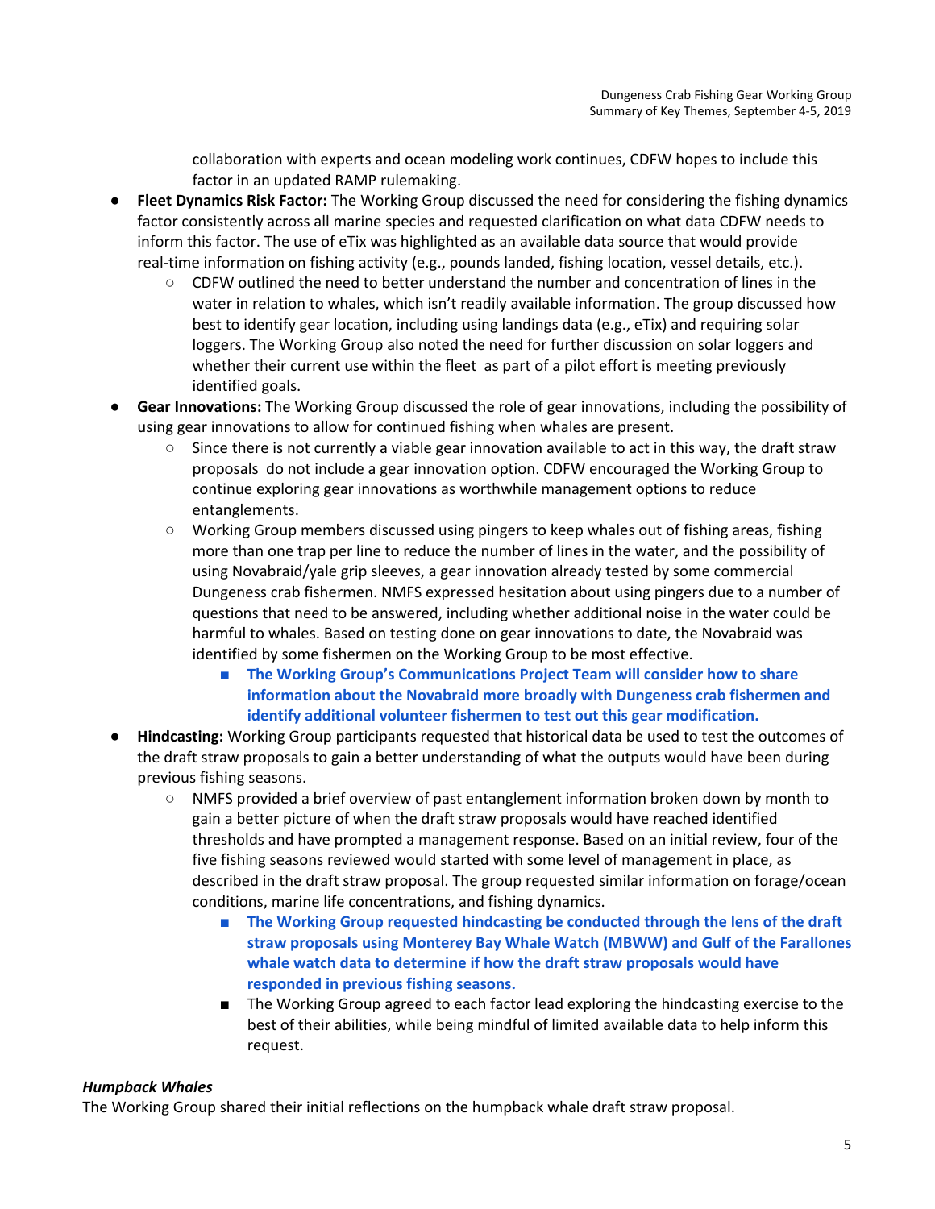collaboration with experts and ocean modeling work continues, CDFW hopes to include this factor in an updated RAMP rulemaking.

- **Fleet Dynamics Risk Factor:** The Working Group discussed the need for considering the fishing dynamics factor consistently across all marine species and requested clarification on what data CDFW needs to inform this factor. The use of eTix was highlighted as an available data source that would provide real-time information on fishing activity (e.g., pounds landed, fishing location, vessel details, etc.).
    - CDFW outlined the need to better understand the number and concentration of lines in the water in relation to whales, which isn't readily available information. The group discussed how best to identify gear location, including using landings data (e.g., eTix) and requiring solar loggers. The Working Group also noted the need for further discussion on solar loggers and whether their current use within the fleet as part of a pilot effort is meeting previously identified goals.
- **Gear Innovations:** The Working Group discussed the role of gear innovations, including the possibility of using gear innovations to allow for continued fishing when whales are present.
    - Since there is not currently a viable gear innovation available to act in this way, the draft straw proposals do not include a gear innovation option. CDFW encouraged the Working Group to continue exploring gear innovations as worthwhile management options to reduce entanglements.
    - Working Group members discussed using pingers to keep whales out of fishing areas, fishing more than one trap per line to reduce the number of lines in the water, and the possibility of using Novabraid/yale grip sleeves, a gear innovation already tested by some commercial Dungeness crab fishermen. NMFS expressed hesitation about using pingers due to a number of questions that need to be answered, including whether additional noise in the water could be harmful to whales. Based on testing done on gear innovations to date, the Novabraid was identified by some fishermen on the Working Group to be most effective.
        - **The Working Group's Communications Project Team will consider how to share information about the Novabraid more broadly with Dungeness crab fishermen and identify additional volunteer fishermen to test out this gear modification.**
- **Hindcasting:** Working Group participants requested that historical data be used to test the outcomes of the draft straw proposals to gain a better understanding of what the outputs would have been during previous fishing seasons.
    - NMFS provided a brief overview of past entanglement information broken down by month to gain a better picture of when the draft straw proposals would have reached identified thresholds and have prompted a management response. Based on an initial review, four of the five fishing seasons reviewed would started with some level of management in place, as described in the draft straw proposal. The group requested similar information on forage/ocean conditions, marine life concentrations, and fishing dynamics.
        - **The Working Group requested hindcasting be conducted through the lens of the draft straw proposals using Monterey Bay Whale Watch (MBWW) and Gulf of the Farallones whale watch data to determine if how the draft straw proposals would have responded in previous fishing seasons.**
        - The Working Group agreed to each factor lead exploring the hindcasting exercise to the best of their abilities, while being mindful of limited available data to help inform this request.

***Humpback Whales***

The Working Group shared their initial reflections on the humpback whale draft straw proposal.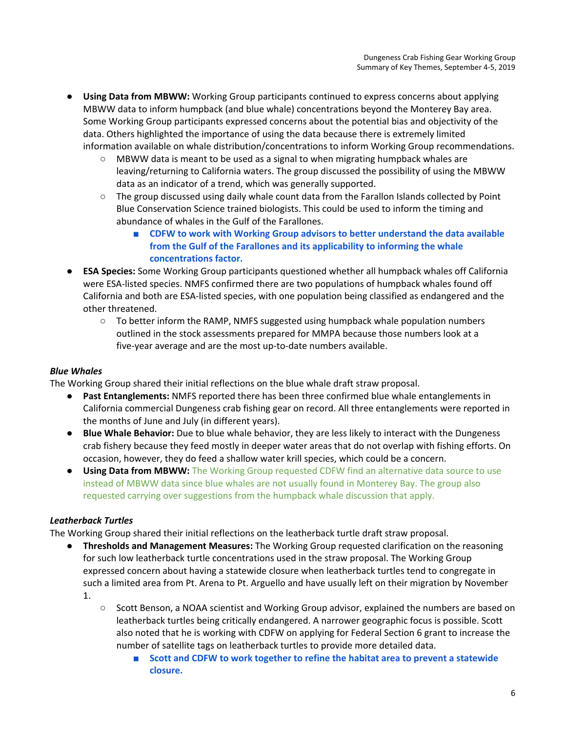- **Using Data from MBWW:** Working Group participants continued to express concerns about applying MBWW data to inform humpback (and blue whale) concentrations beyond the Monterey Bay area. Some Working Group participants expressed concerns about the potential bias and objectivity of the data. Others highlighted the importance of using the data because there is extremely limited information available on whale distribution/concentrations to inform Working Group recommendations.
  - MBWW data is meant to be used as a signal to when migrating humpback whales are leaving/returning to California waters. The group discussed the possibility of using the MBWW data as an indicator of a trend, which was generally supported.
  - The group discussed using daily whale count data from the Farallon Islands collected by Point Blue Conservation Science trained biologists. This could be used to inform the timing and abundance of whales in the Gulf of the Farallones.
    - **CDFW to work with Working Group advisors to better understand the data available from the Gulf of the Farallones and its applicability to informing the whale concentrations factor.**
- **ESA Species:** Some Working Group participants questioned whether all humpback whales off California were ESA-listed species. NMFS confirmed there are two populations of humpback whales found off California and both are ESA-listed species, with one population being classified as endangered and the other threatened.
  - To better inform the RAMP, NMFS suggested using humpback whale population numbers outlined in the stock assessments prepared for MMPA because those numbers look at a five-year average and are the most up-to-date numbers available.

***Blue Whales***

The Working Group shared their initial reflections on the blue whale draft straw proposal.

- **Past Entanglements:** NMFS reported there has been three confirmed blue whale entanglements in California commercial Dungeness crab fishing gear on record. All three entanglements were reported in the months of June and July (in different years).
- **Blue Whale Behavior:** Due to blue whale behavior, they are less likely to interact with the Dungeness crab fishery because they feed mostly in deeper water areas that do not overlap with fishing efforts. On occasion, however, they do feed a shallow water krill species, which could be a concern.
- **Using Data from MBWW:** The Working Group requested CDFW find an alternative data source to use instead of MBWW data since blue whales are not usually found in Monterey Bay. The group also requested carrying over suggestions from the humpback whale discussion that apply.

***Leatherback Turtles***

The Working Group shared their initial reflections on the leatherback turtle draft straw proposal.

- **Thresholds and Management Measures:** The Working Group requested clarification on the reasoning for such low leatherback turtle concentrations used in the straw proposal. The Working Group expressed concern about having a statewide closure when leatherback turtles tend to congregate in such a limited area from Pt. Arena to Pt. Arguello and have usually left on their migration by November 1.
  - Scott Benson, a NOAA scientist and Working Group advisor, explained the numbers are based on leatherback turtles being critically endangered. A narrower geographic focus is possible. Scott also noted that he is working with CDFW on applying for Federal Section 6 grant to increase the number of satellite tags on leatherback turtles to provide more detailed data.
    - **Scott and CDFW to work together to refine the habitat area to prevent a statewide closure.**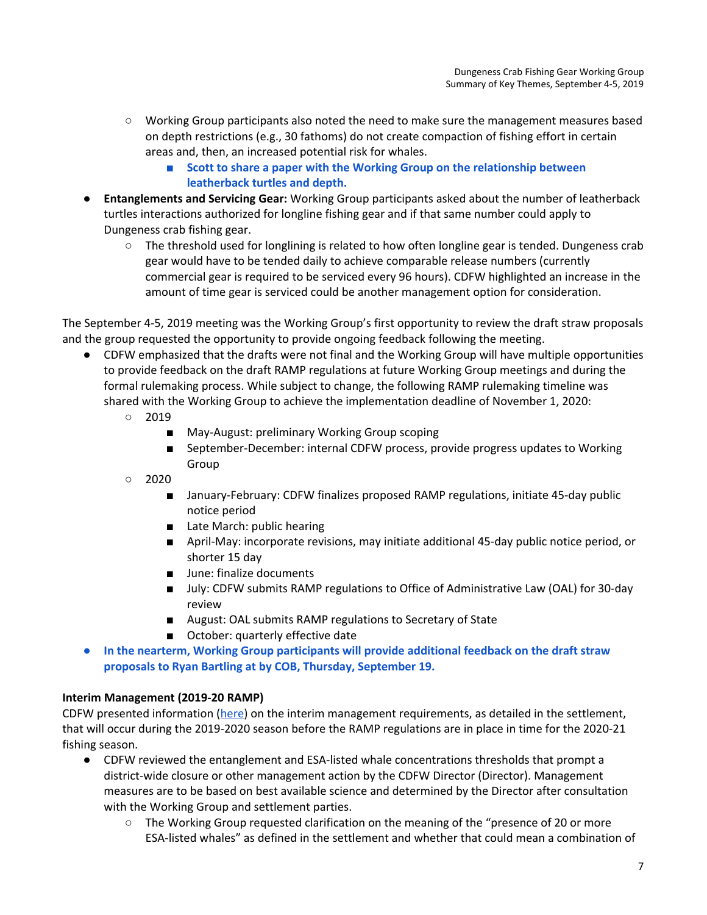- Working Group participants also noted the need to make sure the management measures based on depth restrictions (e.g., 30 fathoms) do not create compaction of fishing effort in certain areas and, then, an increased potential risk for whales.
        - **Scott to share a paper with the Working Group on the relationship between leatherback turtles and depth.**
- **Entanglements and Servicing Gear:** Working Group participants asked about the number of leatherback turtles interactions authorized for longline fishing gear and if that same number could apply to Dungeness crab fishing gear.
    - The threshold used for longlining is related to how often longline gear is tended. Dungeness crab gear would have to be tended daily to achieve comparable release numbers (currently commercial gear is required to be serviced every 96 hours). CDFW highlighted an increase in the amount of time gear is serviced could be another management option for consideration.

The September 4-5, 2019 meeting was the Working Group's first opportunity to review the draft straw proposals and the group requested the opportunity to provide ongoing feedback following the meeting.

- CDFW emphasized that the drafts were not final and the Working Group will have multiple opportunities to provide feedback on the draft RAMP regulations at future Working Group meetings and during the formal rulemaking process. While subject to change, the following RAMP rulemaking timeline was shared with the Working Group to achieve the implementation deadline of November 1, 2020:
    - 2019
        - May-August: preliminary Working Group scoping
        - September-December: internal CDFW process, provide progress updates to Working Group
    - 2020
        - January-February: CDFW finalizes proposed RAMP regulations, initiate 45-day public notice period
        - Late March: public hearing
        - April-May: incorporate revisions, may initiate additional 45-day public notice period, or shorter 15 day
        - June: finalize documents
        - July: CDFW submits RAMP regulations to Office of Administrative Law (OAL) for 30-day review
        - August: OAL submits RAMP regulations to Secretary of State
        - October: quarterly effective date
- **In the nearterm, Working Group participants will provide additional feedback on the draft straw proposals to Ryan Bartling at by COB, Thursday, September 19.**

**Interim Management (2019-20 RAMP)**

CDFW presented information (here) on the interim management requirements, as detailed in the settlement, that will occur during the 2019-2020 season before the RAMP regulations are in place in time for the 2020-21 fishing season.

- CDFW reviewed the entanglement and ESA-listed whale concentrations thresholds that prompt a district-wide closure or other management action by the CDFW Director (Director). Management measures are to be based on best available science and determined by the Director after consultation with the Working Group and settlement parties.
    - The Working Group requested clarification on the meaning of the "presence of 20 or more ESA-listed whales" as defined in the settlement and whether that could mean a combination of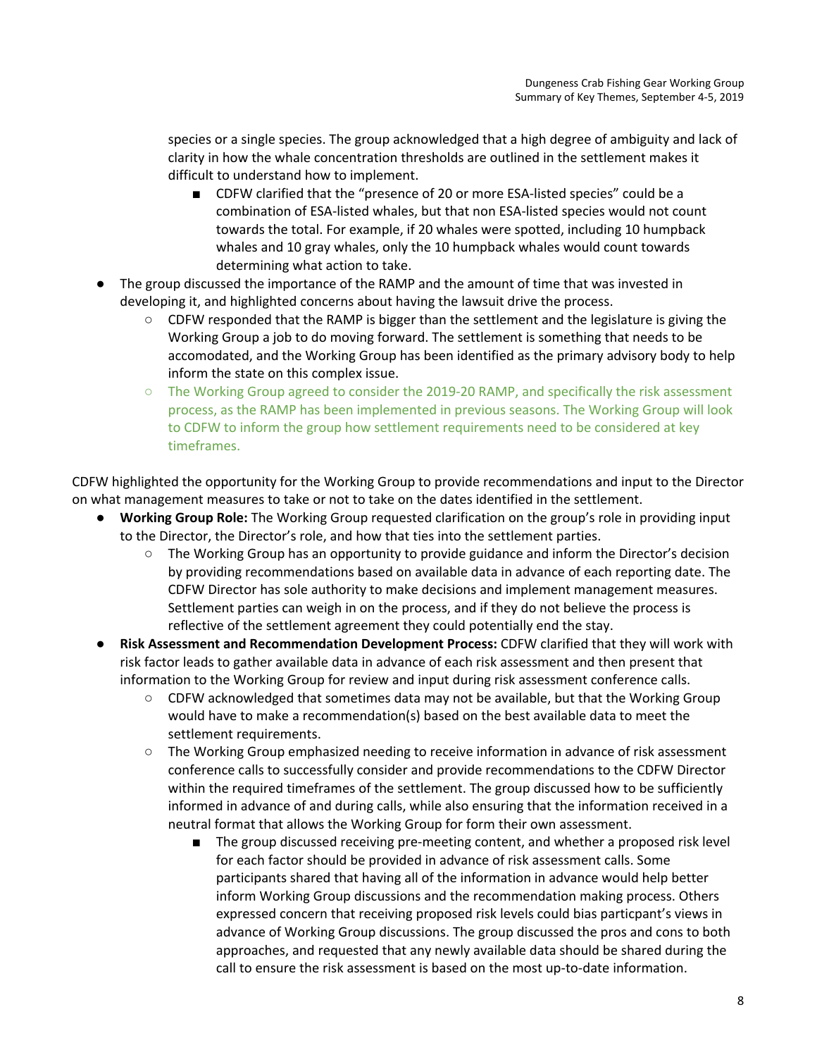species or a single species. The group acknowledged that a high degree of ambiguity and lack of clarity in how the whale concentration thresholds are outlined in the settlement makes it difficult to understand how to implement.
        - CDFW clarified that the "presence of 20 or more ESA-listed species" could be a combination of ESA-listed whales, but that non ESA-listed species would not count towards the total. For example, if 20 whales were spotted, including 10 humpback whales and 10 gray whales, only the 10 humpback whales would count towards determining what action to take.
- The group discussed the importance of the RAMP and the amount of time that was invested in developing it, and highlighted concerns about having the lawsuit drive the process.
    - CDFW responded that the RAMP is bigger than the settlement and the legislature is giving the Working Group a job to do moving forward. The settlement is something that needs to be accomodated, and the Working Group has been identified as the primary advisory body to help inform the state on this complex issue.
    - The Working Group agreed to consider the 2019-20 RAMP, and specifically the risk assessment process, as the RAMP has been implemented in previous seasons. The Working Group will look to CDFW to inform the group how settlement requirements need to be considered at key timeframes.

CDFW highlighted the opportunity for the Working Group to provide recommendations and input to the Director on what management measures to take or not to take on the dates identified in the settlement.

- **Working Group Role:** The Working Group requested clarification on the group's role in providing input to the Director, the Director's role, and how that ties into the settlement parties.
    - The Working Group has an opportunity to provide guidance and inform the Director's decision by providing recommendations based on available data in advance of each reporting date. The CDFW Director has sole authority to make decisions and implement management measures. Settlement parties can weigh in on the process, and if they do not believe the process is reflective of the settlement agreement they could potentially end the stay.
- **Risk Assessment and Recommendation Development Process:** CDFW clarified that they will work with risk factor leads to gather available data in advance of each risk assessment and then present that information to the Working Group for review and input during risk assessment conference calls.
    - CDFW acknowledged that sometimes data may not be available, but that the Working Group would have to make a recommendation(s) based on the best available data to meet the settlement requirements.
    - The Working Group emphasized needing to receive information in advance of risk assessment conference calls to successfully consider and provide recommendations to the CDFW Director within the required timeframes of the settlement. The group discussed how to be sufficiently informed in advance of and during calls, while also ensuring that the information received in a neutral format that allows the Working Group for form their own assessment.
        - The group discussed receiving pre-meeting content, and whether a proposed risk level for each factor should be provided in advance of risk assessment calls. Some participants shared that having all of the information in advance would help better inform Working Group discussions and the recommendation making process. Others expressed concern that receiving proposed risk levels could bias particpant's views in advance of Working Group discussions. The group discussed the pros and cons to both approaches, and requested that any newly available data should be shared during the call to ensure the risk assessment is based on the most up-to-date information.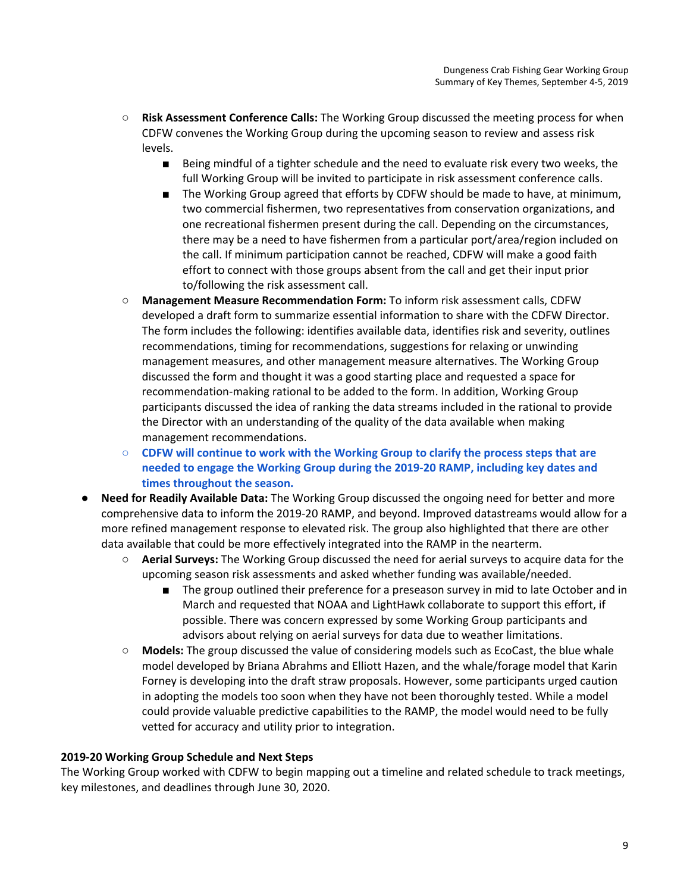- **Risk Assessment Conference Calls:** The Working Group discussed the meeting process for when CDFW convenes the Working Group during the upcoming season to review and assess risk levels.
        - Being mindful of a tighter schedule and the need to evaluate risk every two weeks, the full Working Group will be invited to participate in risk assessment conference calls.
        - The Working Group agreed that efforts by CDFW should be made to have, at minimum, two commercial fishermen, two representatives from conservation organizations, and one recreational fishermen present during the call. Depending on the circumstances, there may be a need to have fishermen from a particular port/area/region included on the call. If minimum participation cannot be reached, CDFW will make a good faith effort to connect with those groups absent from the call and get their input prior to/following the risk assessment call.
    - **Management Measure Recommendation Form:** To inform risk assessment calls, CDFW developed a draft form to summarize essential information to share with the CDFW Director. The form includes the following: identifies available data, identifies risk and severity, outlines recommendations, timing for recommendations, suggestions for relaxing or unwinding management measures, and other management measure alternatives. The Working Group discussed the form and thought it was a good starting place and requested a space for recommendation-making rational to be added to the form. In addition, Working Group participants discussed the idea of ranking the data streams included in the rational to provide the Director with an understanding of the quality of the data available when making management recommendations.
    - **CDFW will continue to work with the Working Group to clarify the process steps that are needed to engage the Working Group during the 2019-20 RAMP, including key dates and times throughout the season.**
- **Need for Readily Available Data:** The Working Group discussed the ongoing need for better and more comprehensive data to inform the 2019-20 RAMP, and beyond. Improved datastreams would allow for a more refined management response to elevated risk. The group also highlighted that there are other data available that could be more effectively integrated into the RAMP in the nearterm.
    - **Aerial Surveys:** The Working Group discussed the need for aerial surveys to acquire data for the upcoming season risk assessments and asked whether funding was available/needed.
        - The group outlined their preference for a preseason survey in mid to late October and in March and requested that NOAA and LightHawk collaborate to support this effort, if possible. There was concern expressed by some Working Group participants and advisors about relying on aerial surveys for data due to weather limitations.
    - **Models:** The group discussed the value of considering models such as EcoCast, the blue whale model developed by Briana Abrahms and Elliott Hazen, and the whale/forage model that Karin Forney is developing into the draft straw proposals. However, some participants urged caution in adopting the models too soon when they have not been thoroughly tested. While a model could provide valuable predictive capabilities to the RAMP, the model would need to be fully vetted for accuracy and utility prior to integration.

**2019-20 Working Group Schedule and Next Steps**

The Working Group worked with CDFW to begin mapping out a timeline and related schedule to track meetings, key milestones, and deadlines through June 30, 2020.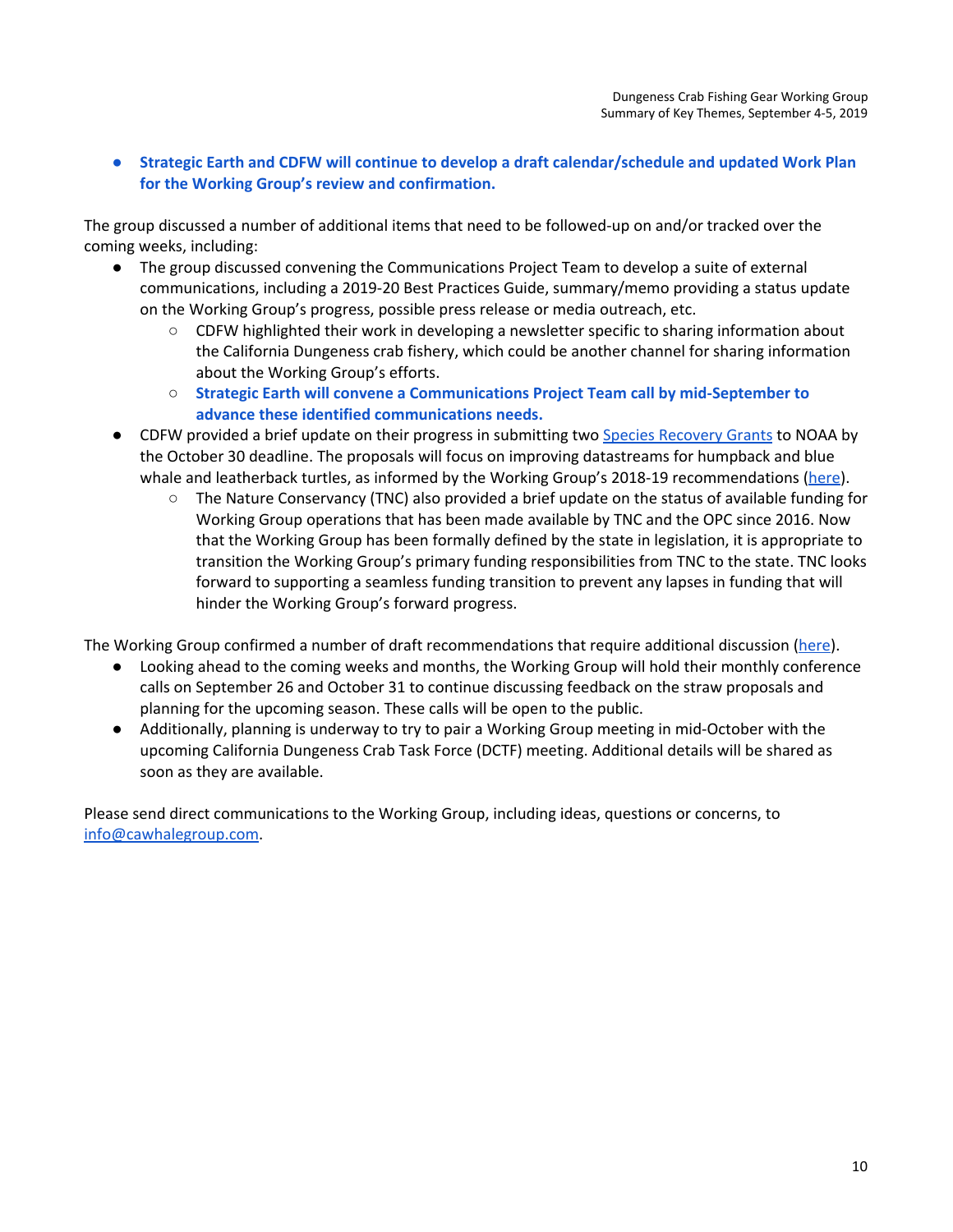- **Strategic Earth and CDFW will continue to develop a draft calendar/schedule and updated Work Plan for the Working Group's review and confirmation.**

The group discussed a number of additional items that need to be followed-up on and/or tracked over the coming weeks, including:

- The group discussed convening the Communications Project Team to develop a suite of external communications, including a 2019-20 Best Practices Guide, summary/memo providing a status update on the Working Group's progress, possible press release or media outreach, etc.
  - CDFW highlighted their work in developing a newsletter specific to sharing information about the California Dungeness crab fishery, which could be another channel for sharing information about the Working Group's efforts.
  - **Strategic Earth will convene a Communications Project Team call by mid-September to advance these identified communications needs.**
- CDFW provided a brief update on their progress in submitting two Species Recovery Grants to NOAA by the October 30 deadline. The proposals will focus on improving datastreams for humpback and blue whale and leatherback turtles, as informed by the Working Group's 2018-19 recommendations (here).
  - The Nature Conservancy (TNC) also provided a brief update on the status of available funding for Working Group operations that has been made available by TNC and the OPC since 2016. Now that the Working Group has been formally defined by the state in legislation, it is appropriate to transition the Working Group's primary funding responsibilities from TNC to the state. TNC looks forward to supporting a seamless funding transition to prevent any lapses in funding that will hinder the Working Group's forward progress.

The Working Group confirmed a number of draft recommendations that require additional discussion (here).

- Looking ahead to the coming weeks and months, the Working Group will hold their monthly conference calls on September 26 and October 31 to continue discussing feedback on the straw proposals and planning for the upcoming season. These calls will be open to the public.
- Additionally, planning is underway to try to pair a Working Group meeting in mid-October with the upcoming California Dungeness Crab Task Force (DCTF) meeting. Additional details will be shared as soon as they are available.

Please send direct communications to the Working Group, including ideas, questions or concerns, to info@cawhalegroup.com.